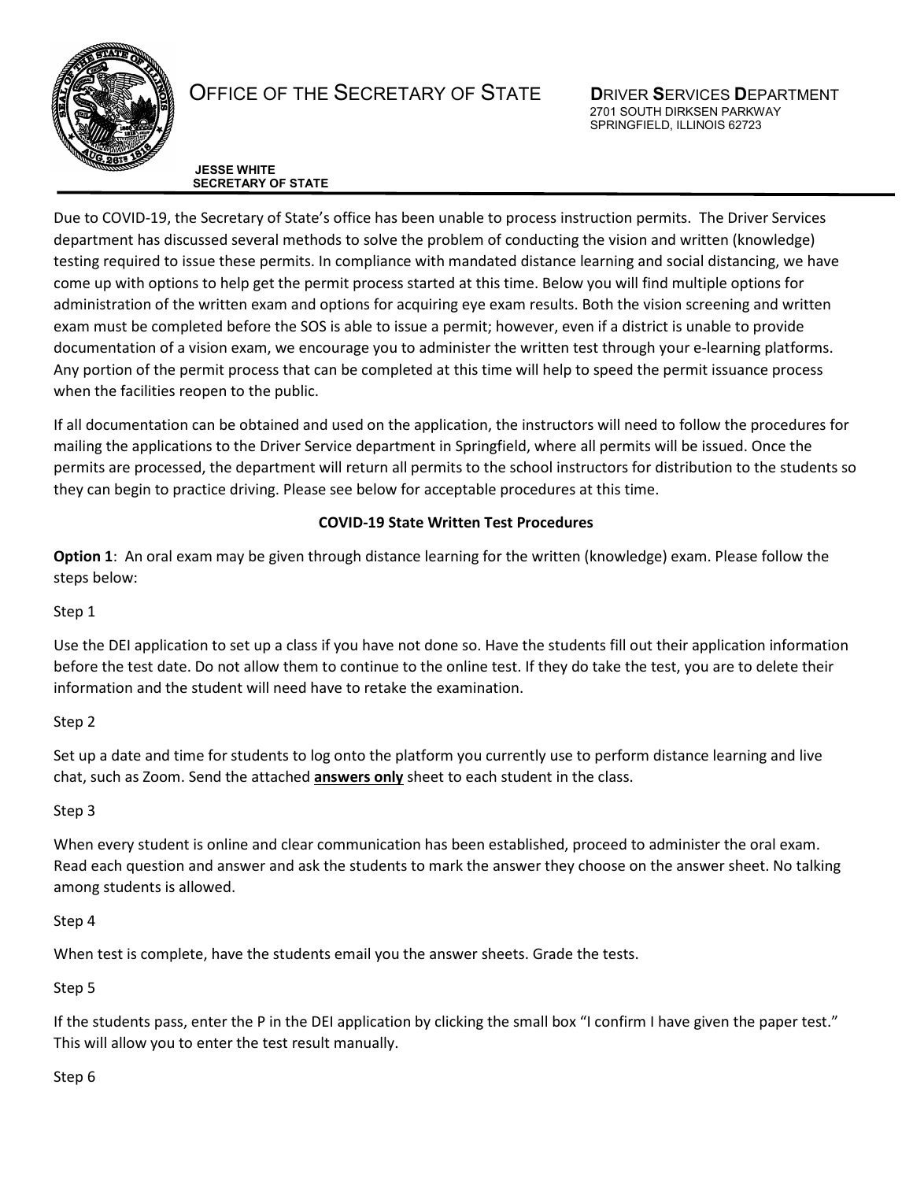OFFICE OF THE SECRETARY OF STATE

**D**RIVER **S**ERVICES **D**EPARTMENT
2701 SOUTH DIRKSEN PARKWAY
SPRINGFIELD, ILLINOIS 62723

**JESSE WHITE**
**SECRETARY OF STATE**

Due to COVID-19, the Secretary of State's office has been unable to process instruction permits. The Driver Services department has discussed several methods to solve the problem of conducting the vision and written (knowledge) testing required to issue these permits. In compliance with mandated distance learning and social distancing, we have come up with options to help get the permit process started at this time. Below you will find multiple options for administration of the written exam and options for acquiring eye exam results. Both the vision screening and written exam must be completed before the SOS is able to issue a permit; however, even if a district is unable to provide documentation of a vision exam, we encourage you to administer the written test through your e-learning platforms. Any portion of the permit process that can be completed at this time will help to speed the permit issuance process when the facilities reopen to the public.

If all documentation can be obtained and used on the application, the instructors will need to follow the procedures for mailing the applications to the Driver Service department in Springfield, where all permits will be issued. Once the permits are processed, the department will return all permits to the school instructors for distribution to the students so they can begin to practice driving. Please see below for acceptable procedures at this time.

**COVID-19 State Written Test Procedures**

**Option 1**: An oral exam may be given through distance learning for the written (knowledge) exam. Please follow the steps below:

Step 1

Use the DEI application to set up a class if you have not done so. Have the students fill out their application information before the test date. Do not allow them to continue to the online test. If they do take the test, you are to delete their information and the student will need have to retake the examination.

Step 2

Set up a date and time for students to log onto the platform you currently use to perform distance learning and live chat, such as Zoom. Send the attached **answers only** sheet to each student in the class.

Step 3

When every student is online and clear communication has been established, proceed to administer the oral exam. Read each question and answer and ask the students to mark the answer they choose on the answer sheet. No talking among students is allowed.

Step 4

When test is complete, have the students email you the answer sheets. Grade the tests.

Step 5

If the students pass, enter the P in the DEI application by clicking the small box "I confirm I have given the paper test." This will allow you to enter the test result manually.

Step 6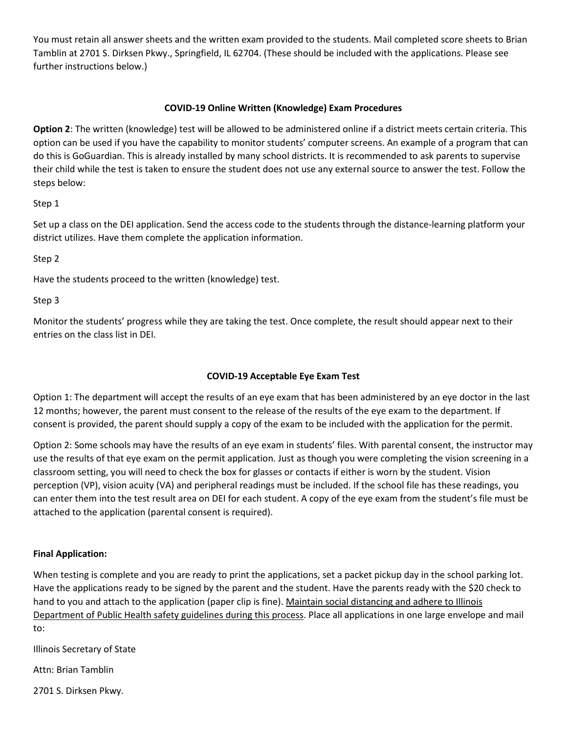You must retain all answer sheets and the written exam provided to the students. Mail completed score sheets to Brian Tamblin at 2701 S. Dirksen Pkwy., Springfield, IL 62704. (These should be included with the applications. Please see further instructions below.)

**COVID-19 Online Written (Knowledge) Exam Procedures**

**Option 2**: The written (knowledge) test will be allowed to be administered online if a district meets certain criteria. This option can be used if you have the capability to monitor students' computer screens. An example of a program that can do this is GoGuardian. This is already installed by many school districts. It is recommended to ask parents to supervise their child while the test is taken to ensure the student does not use any external source to answer the test. Follow the steps below:

Step 1

Set up a class on the DEI application. Send the access code to the students through the distance-learning platform your district utilizes. Have them complete the application information.

Step 2

Have the students proceed to the written (knowledge) test.

Step 3

Monitor the students' progress while they are taking the test. Once complete, the result should appear next to their entries on the class list in DEI.

**COVID-19 Acceptable Eye Exam Test**

Option 1: The department will accept the results of an eye exam that has been administered by an eye doctor in the last 12 months; however, the parent must consent to the release of the results of the eye exam to the department. If consent is provided, the parent should supply a copy of the exam to be included with the application for the permit.

Option 2: Some schools may have the results of an eye exam in students' files. With parental consent, the instructor may use the results of that eye exam on the permit application. Just as though you were completing the vision screening in a classroom setting, you will need to check the box for glasses or contacts if either is worn by the student. Vision perception (VP), vision acuity (VA) and peripheral readings must be included. If the school file has these readings, you can enter them into the test result area on DEI for each student. A copy of the eye exam from the student's file must be attached to the application (parental consent is required).

**Final Application:**

When testing is complete and you are ready to print the applications, set a packet pickup day in the school parking lot. Have the applications ready to be signed by the parent and the student. Have the parents ready with the $20 check to hand to you and attach to the application (paper clip is fine). <u>Maintain social distancing and adhere to Illinois Department of Public Health safety guidelines during this process</u>. Place all applications in one large envelope and mail to:

Illinois Secretary of State

Attn: Brian Tamblin

2701 S. Dirksen Pkwy.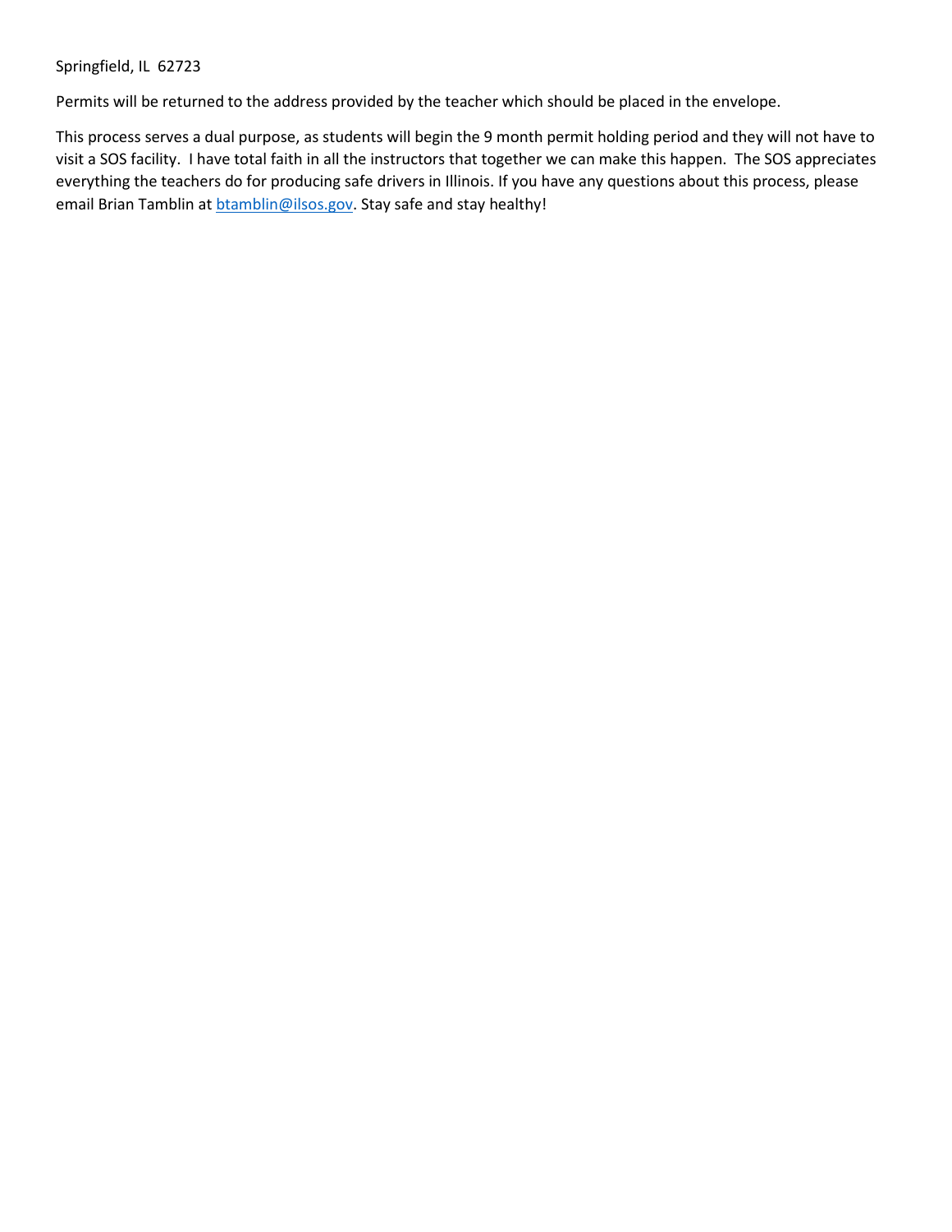Springfield, IL  62723

Permits will be returned to the address provided by the teacher which should be placed in the envelope.

This process serves a dual purpose, as students will begin the 9 month permit holding period and they will not have to visit a SOS facility.  I have total faith in all the instructors that together we can make this happen.  The SOS appreciates everything the teachers do for producing safe drivers in Illinois. If you have any questions about this process, please email Brian Tamblin at btamblin@ilsos.gov. Stay safe and stay healthy!